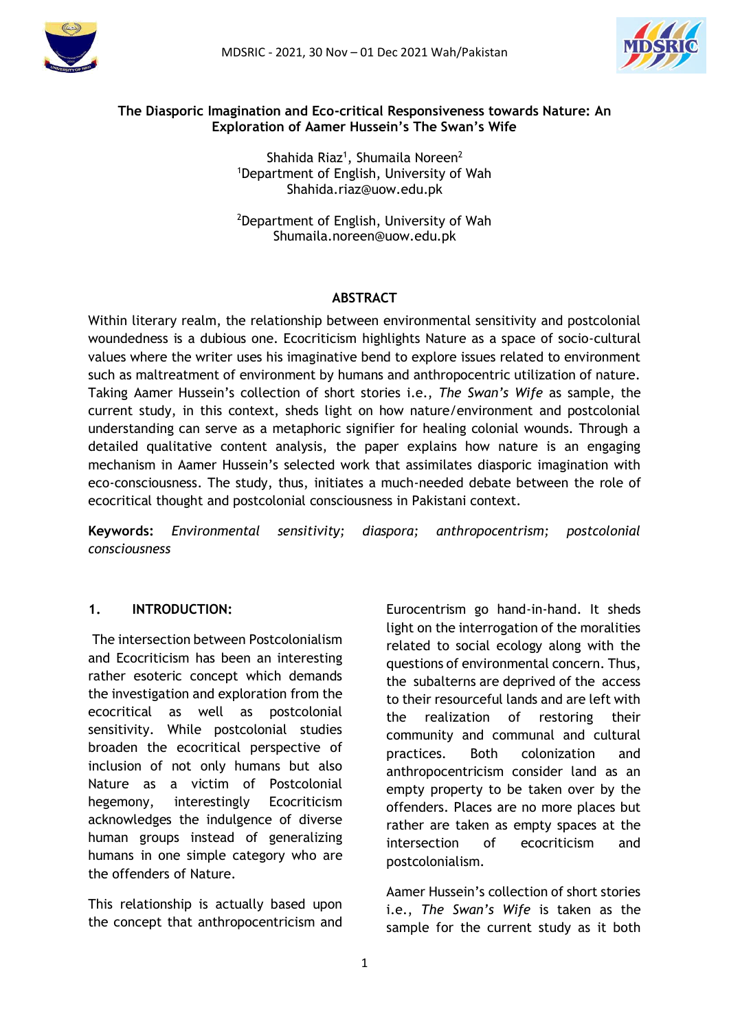# The Diasporic Imagination and Eco-critical Responsiveness towards Nature: An Exploration of Aamer Hussein's The Swan's Wife

Shahida Riaz[1], Shumaila Noreen[2]

[1]Department of English, University of Wah
Shahida.riaz@uow.edu.pk

[2]Department of English, University of Wah
Shumaila.noreen@uow.edu.pk

## ABSTRACT

Within literary realm, the relationship between environmental sensitivity and postcolonial woundedness is a dubious one. Ecocriticism highlights Nature as a space of socio-cultural values where the writer uses his imaginative bend to explore issues related to environment such as maltreatment of environment by humans and anthropocentric utilization of nature. Taking Aamer Hussein's collection of short stories i.e., *The Swan's Wife* as sample, the current study, in this context, sheds light on how nature/environment and postcolonial understanding can serve as a metaphoric signifier for healing colonial wounds. Through a detailed qualitative content analysis, the paper explains how nature is an engaging mechanism in Aamer Hussein's selected work that assimilates diasporic imagination with eco-consciousness. The study, thus, initiates a much-needed debate between the role of ecocritical thought and postcolonial consciousness in Pakistani context.

**Keywords:** *Environmental sensitivity; diaspora; anthropocentrism; postcolonial consciousness*

## 1. INTRODUCTION:

The intersection between Postcolonialism and Ecocriticism has been an interesting rather esoteric concept which demands the investigation and exploration from the ecocritical as well as postcolonial sensitivity. While postcolonial studies broaden the ecocritical perspective of inclusion of not only humans but also Nature as a victim of Postcolonial hegemony, interestingly Ecocriticism acknowledges the indulgence of diverse human groups instead of generalizing humans in one simple category who are the offenders of Nature.

This relationship is actually based upon the concept that anthropocentrism and Eurocentrism go hand-in-hand. It sheds light on the interrogation of the moralities related to social ecology along with the questions of environmental concern. Thus, the subalterns are deprived of the access to their resourceful lands and are left with the realization of restoring their community and communal and cultural practices. Both colonization and anthropocentricism consider land as an empty property to be taken over by the offenders. Places are no more places but rather are taken as empty spaces at the intersection of ecocriticism and postcolonialism.

Aamer Hussein's collection of short stories i.e., *The Swan's Wife* is taken as the sample for the current study as it both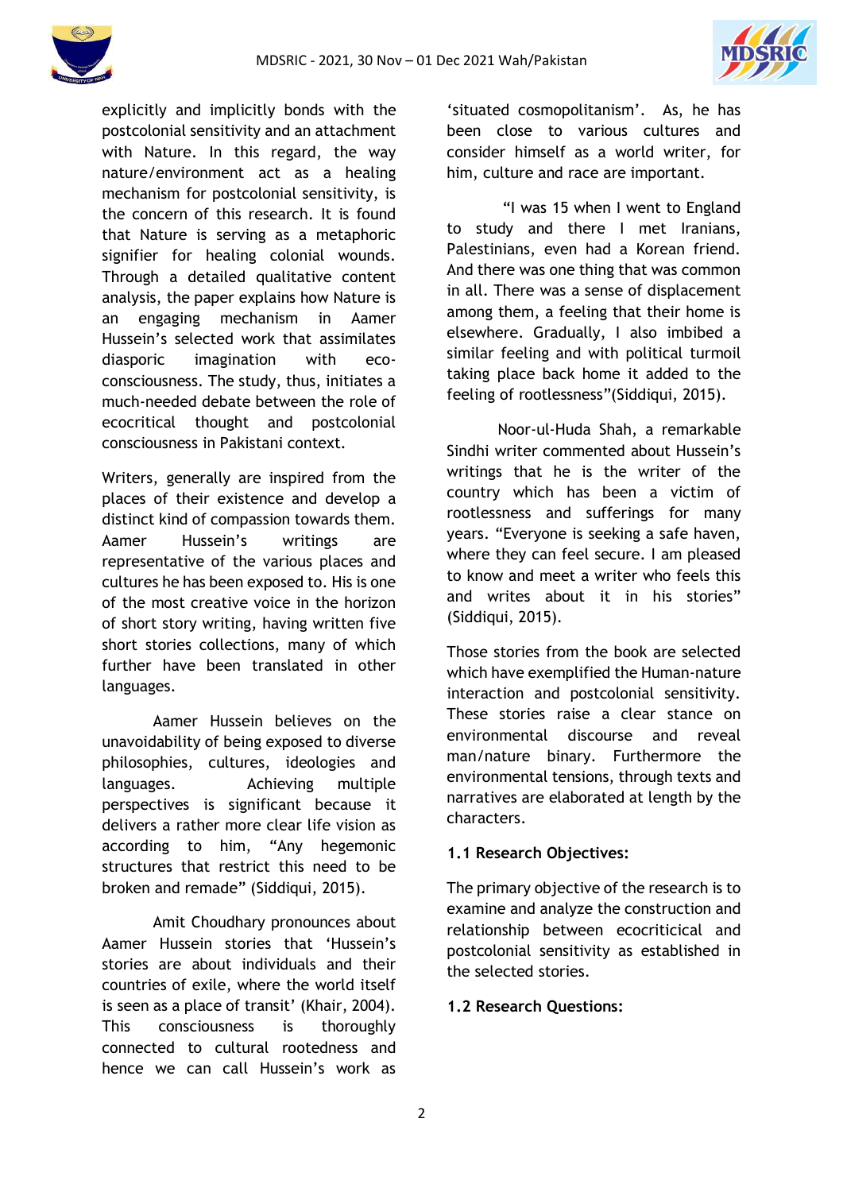explicitly and implicitly bonds with the postcolonial sensitivity and an attachment with Nature. In this regard, the way nature/environment act as a healing mechanism for postcolonial sensitivity, is the concern of this research. It is found that Nature is serving as a metaphoric signifier for healing colonial wounds. Through a detailed qualitative content analysis, the paper explains how Nature is an engaging mechanism in Aamer Hussein's selected work that assimilates diasporic imagination with eco-consciousness. The study, thus, initiates a much-needed debate between the role of ecocritical thought and postcolonial consciousness in Pakistani context.

Writers, generally are inspired from the places of their existence and develop a distinct kind of compassion towards them. Aamer Hussein's writings are representative of the various places and cultures he has been exposed to. His is one of the most creative voice in the horizon of short story writing, having written five short stories collections, many of which further have been translated in other languages.

Aamer Hussein believes on the unavoidability of being exposed to diverse philosophies, cultures, ideologies and languages. Achieving multiple perspectives is significant because it delivers a rather more clear life vision as according to him, "Any hegemonic structures that restrict this need to be broken and remade" (Siddiqui, 2015).

Amit Choudhary pronounces about Aamer Hussein stories that 'Hussein's stories are about individuals and their countries of exile, where the world itself is seen as a place of transit' (Khair, 2004). This consciousness is thoroughly connected to cultural rootedness and hence we can call Hussein's work as 'situated cosmopolitanism'. As, he has been close to various cultures and consider himself as a world writer, for him, culture and race are important.

"I was 15 when I went to England to study and there I met Iranians, Palestinians, even had a Korean friend. And there was one thing that was common in all. There was a sense of displacement among them, a feeling that their home is elsewhere. Gradually, I also imbibed a similar feeling and with political turmoil taking place back home it added to the feeling of rootlessness"(Siddiqui, 2015).

Noor-ul-Huda Shah, a remarkable Sindhi writer commented about Hussein's writings that he is the writer of the country which has been a victim of rootlessness and sufferings for many years. "Everyone is seeking a safe haven, where they can feel secure. I am pleased to know and meet a writer who feels this and writes about it in his stories" (Siddiqui, 2015).

Those stories from the book are selected which have exemplified the Human-nature interaction and postcolonial sensitivity. These stories raise a clear stance on environmental discourse and reveal man/nature binary. Furthermore the environmental tensions, through texts and narratives are elaborated at length by the characters.

### 1.1 Research Objectives:

The primary objective of the research is to examine and analyze the construction and relationship between ecocritical and postcolonial sensitivity as established in the selected stories.

### 1.2 Research Questions: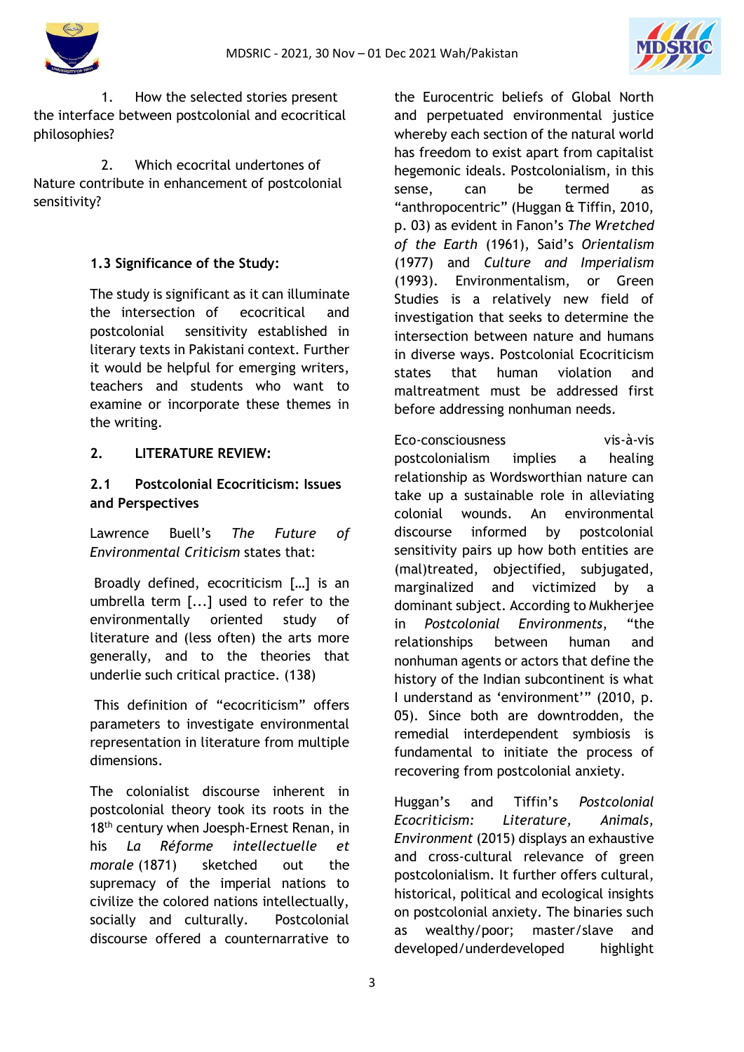1. How the selected stories present the interface between postcolonial and ecocritical philosophies?

2. Which ecocrital undertones of Nature contribute in enhancement of postcolonial sensitivity?

### 1.3 Significance of the Study:

The study is significant as it can illuminate the intersection of ecocritical and postcolonial sensitivity established in literary texts in Pakistani context. Further it would be helpful for emerging writers, teachers and students who want to examine or incorporate these themes in the writing.

## 2. LITERATURE REVIEW:

### 2.1 Postcolonial Ecocriticism: Issues and Perspectives

Lawrence Buell's *The Future of Environmental Criticism* states that:

> Broadly defined, ecocriticism […] is an umbrella term [...] used to refer to the environmentally oriented study of literature and (less often) the arts more generally, and to the theories that underlie such critical practice. (138)

This definition of "ecocriticism" offers parameters to investigate environmental representation in literature from multiple dimensions.

The colonialist discourse inherent in postcolonial theory took its roots in the 18th century when Joesph-Ernest Renan, in his *La Réforme intellectuelle et morale* (1871) sketched out the supremacy of the imperial nations to civilize the colored nations intellectually, socially and culturally. Postcolonial discourse offered a counternarrative to the Eurocentric beliefs of Global North and perpetuated environmental justice whereby each section of the natural world has freedom to exist apart from capitalist hegemonic ideals. Postcolonialism, in this sense, can be termed as "anthropocentric" (Huggan & Tiffin, 2010, p. 03) as evident in Fanon's *The Wretched of the Earth* (1961), Said's *Orientalism* (1977) and *Culture and Imperialism* (1993). Environmentalism, or Green Studies is a relatively new field of investigation that seeks to determine the intersection between nature and humans in diverse ways. Postcolonial Ecocriticism states that human violation and maltreatment must be addressed first before addressing nonhuman needs.

Eco-consciousness vis-à-vis postcolonialism implies a healing relationship as Wordsworthian nature can take up a sustainable role in alleviating colonial wounds. An environmental discourse informed by postcolonial sensitivity pairs up how both entities are (mal)treated, objectified, subjugated, marginalized and victimized by a dominant subject. According to Mukherjee in *Postcolonial Environments*, "the relationships between human and nonhuman agents or actors that define the history of the Indian subcontinent is what I understand as 'environment'" (2010, p. 05). Since both are downtrodden, the remedial interdependent symbiosis is fundamental to initiate the process of recovering from postcolonial anxiety.

Huggan's and Tiffin's *Postcolonial Ecocriticism: Literature, Animals, Environment* (2015) displays an exhaustive and cross-cultural relevance of green postcolonialism. It further offers cultural, historical, political and ecological insights on postcolonial anxiety. The binaries such as wealthy/poor; master/slave and developed/underdeveloped highlight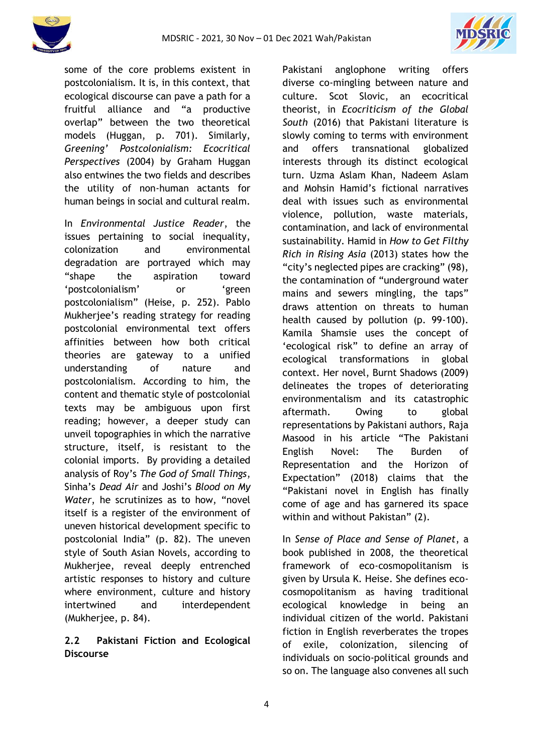some of the core problems existent in postcolonialism. It is, in this context, that ecological discourse can pave a path for a fruitful alliance and "a productive overlap" between the two theoretical models (Huggan, p. 701). Similarly, *Greening' Postcolonialism: Ecocritical Perspectives* (2004) by Graham Huggan also entwines the two fields and describes the utility of non-human actants for human beings in social and cultural realm.

In *Environmental Justice Reader*, the issues pertaining to social inequality, colonization and environmental degradation are portrayed which may "shape the aspiration toward 'postcolonialism' or 'green postcolonialism" (Heise, p. 252). Pablo Mukherjee's reading strategy for reading postcolonial environmental text offers affinities between how both critical theories are gateway to a unified understanding of nature and postcolonialism. According to him, the content and thematic style of postcolonial texts may be ambiguous upon first reading; however, a deeper study can unveil topographies in which the narrative structure, itself, is resistant to the colonial imports. By providing a detailed analysis of Roy's *The God of Small Things*, Sinha's *Dead Air* and Joshi's *Blood on My Water*, he scrutinizes as to how, "novel itself is a register of the environment of uneven historical development specific to postcolonial India" (p. 82). The uneven style of South Asian Novels, according to Mukherjee, reveal deeply entrenched artistic responses to history and culture where environment, culture and history intertwined and interdependent (Mukherjee, p. 84).

### 2.2 Pakistani Fiction and Ecological Discourse

Pakistani anglophone writing offers diverse co-mingling between nature and culture. Scot Slovic, an ecocritical theorist, in *Ecocriticism of the Global South* (2016) that Pakistani literature is slowly coming to terms with environment and offers transnational globalized interests through its distinct ecological turn. Uzma Aslam Khan, Nadeem Aslam and Mohsin Hamid's fictional narratives deal with issues such as environmental violence, pollution, waste materials, contamination, and lack of environmental sustainability. Hamid in *How to Get Filthy Rich in Rising Asia* (2013) states how the "city's neglected pipes are cracking" (98), the contamination of "underground water mains and sewers mingling, the taps" draws attention on threats to human health caused by pollution (p. 99-100). Kamila Shamsie uses the concept of 'ecological risk" to define an array of ecological transformations in global context. Her novel, Burnt Shadows (2009) delineates the tropes of deteriorating environmentalism and its catastrophic aftermath. Owing to global representations by Pakistani authors, Raja Masood in his article "The Pakistani English Novel: The Burden of Representation and the Horizon of Expectation" (2018) claims that the "Pakistani novel in English has finally come of age and has garnered its space within and without Pakistan" (2).

In *Sense of Place and Sense of Planet*, a book published in 2008, the theoretical framework of eco-cosmopolitanism is given by Ursula K. Heise. She defines eco-cosmopolitanism as having traditional ecological knowledge in being an individual citizen of the world. Pakistani fiction in English reverberates the tropes of exile, colonization, silencing of individuals on socio-political grounds and so on. The language also convenes all such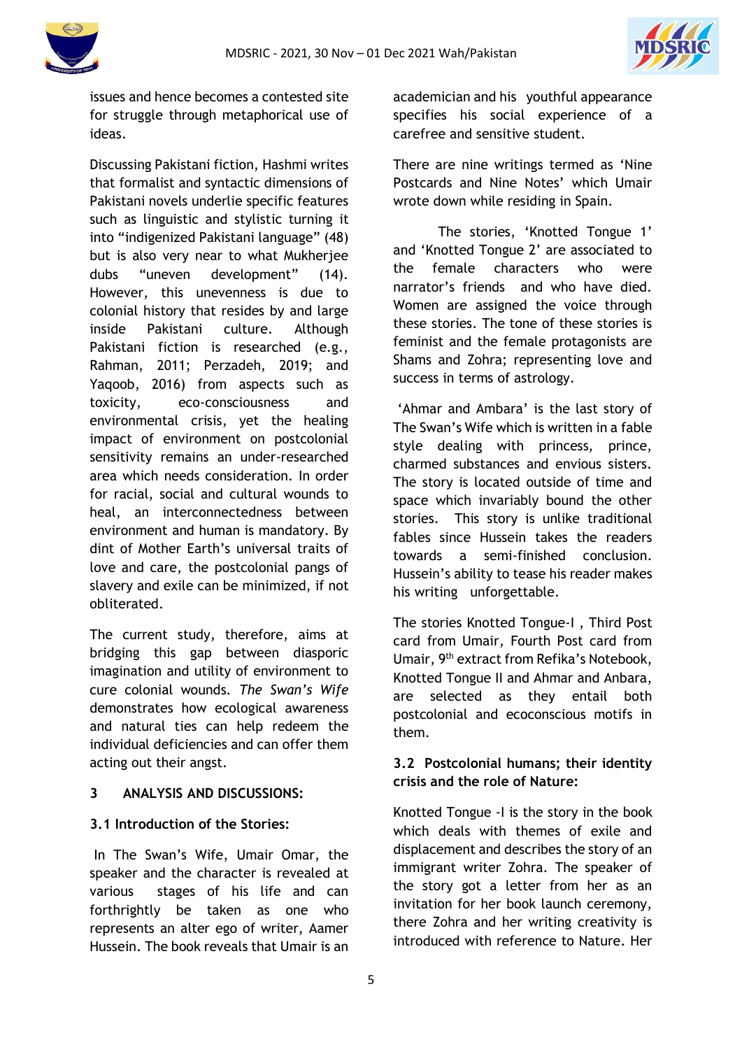issues and hence becomes a contested site for struggle through metaphorical use of ideas.

Discussing Pakistani fiction, Hashmi writes that formalist and syntactic dimensions of Pakistani novels underlie specific features such as linguistic and stylistic turning it into "indigenized Pakistani language" (48) but is also very near to what Mukherjee dubs "uneven development" (14). However, this unevenness is due to colonial history that resides by and large inside Pakistani culture. Although Pakistani fiction is researched (e.g., Rahman, 2011; Perzadeh, 2019; and Yaqoob, 2016) from aspects such as toxicity, eco-consciousness and environmental crisis, yet the healing impact of environment on postcolonial sensitivity remains an under-researched area which needs consideration. In order for racial, social and cultural wounds to heal, an interconnectedness between environment and human is mandatory. By dint of Mother Earth's universal traits of love and care, the postcolonial pangs of slavery and exile can be minimized, if not obliterated.

The current study, therefore, aims at bridging this gap between diasporic imagination and utility of environment to cure colonial wounds. *The Swan's Wife* demonstrates how ecological awareness and natural ties can help redeem the individual deficiencies and can offer them acting out their angst.

## 3 ANALYSIS AND DISCUSSIONS:

### 3.1 Introduction of the Stories:

In The Swan's Wife, Umair Omar, the speaker and the character is revealed at various stages of his life and can forthrightly be taken as one who represents an alter ego of writer, Aamer Hussein. The book reveals that Umair is an academician and his youthful appearance specifies his social experience of a carefree and sensitive student.

There are nine writings termed as 'Nine Postcards and Nine Notes' which Umair wrote down while residing in Spain.

The stories, 'Knotted Tongue 1' and 'Knotted Tongue 2' are associated to the female characters who were narrator's friends and who have died. Women are assigned the voice through these stories. The tone of these stories is feminist and the female protagonists are Shams and Zohra; representing love and success in terms of astrology.

'Ahmar and Ambara' is the last story of The Swan's Wife which is written in a fable style dealing with princess, prince, charmed substances and envious sisters. The story is located outside of time and space which invariably bound the other stories. This story is unlike traditional fables since Hussein takes the readers towards a semi-finished conclusion. Hussein's ability to tease his reader makes his writing unforgettable.

The stories Knotted Tongue-I , Third Post card from Umair, Fourth Post card from Umair, 9th extract from Refika's Notebook, Knotted Tongue II and Ahmar and Anbara, are selected as they entail both postcolonial and ecoconscious motifs in them.

### 3.2 Postcolonial humans; their identity crisis and the role of Nature:

Knotted Tongue -I is the story in the book which deals with themes of exile and displacement and describes the story of an immigrant writer Zohra. The speaker of the story got a letter from her as an invitation for her book launch ceremony, there Zohra and her writing creativity is introduced with reference to Nature. Her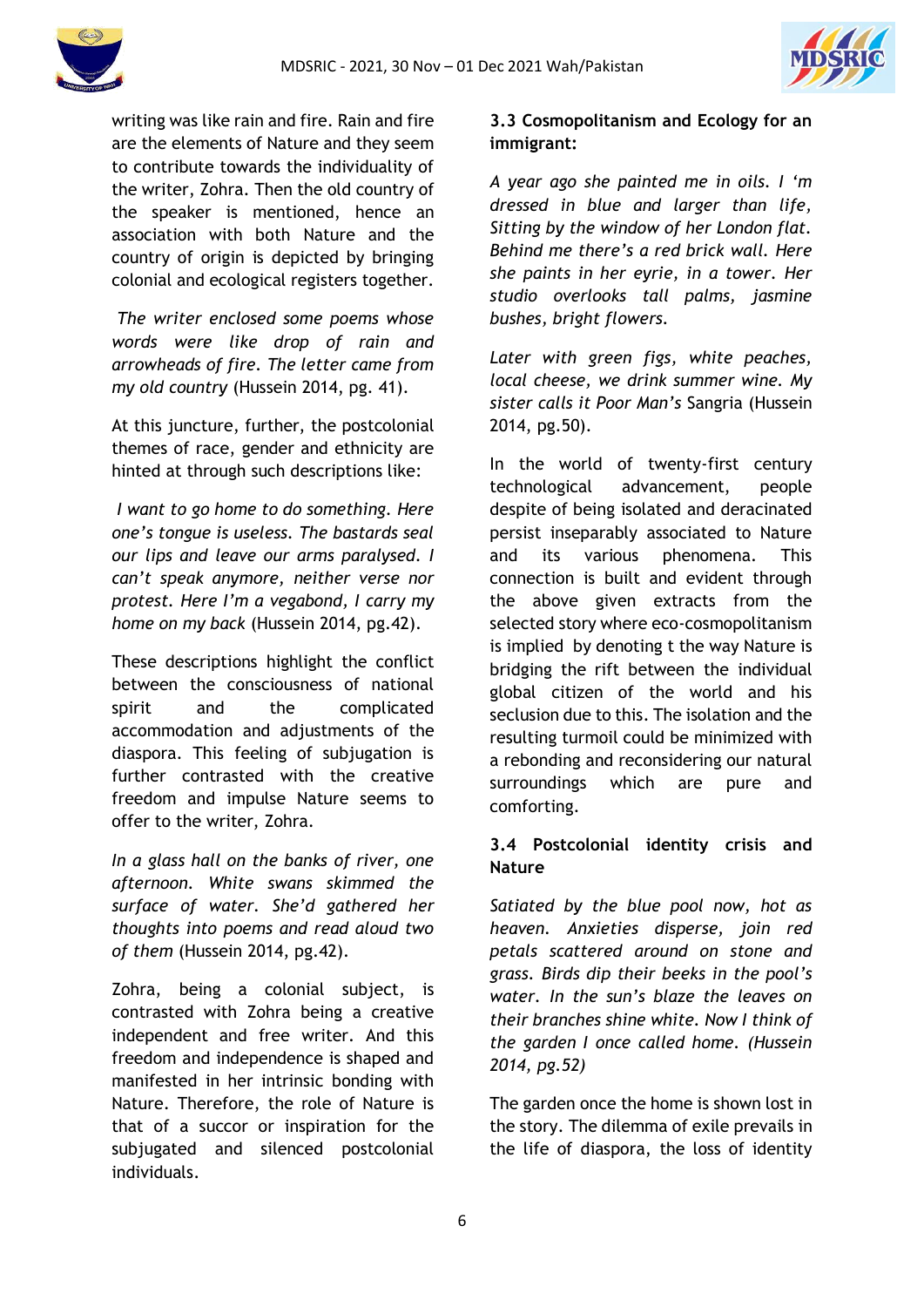writing was like rain and fire. Rain and fire are the elements of Nature and they seem to contribute towards the individuality of the writer, Zohra. Then the old country of the speaker is mentioned, hence an association with both Nature and the country of origin is depicted by bringing colonial and ecological registers together.

*The writer enclosed some poems whose words were like drop of rain and arrowheads of fire. The letter came from my old country* (Hussein 2014, pg. 41).

At this juncture, further, the postcolonial themes of race, gender and ethnicity are hinted at through such descriptions like:

*I want to go home to do something. Here one's tongue is useless. The bastards seal our lips and leave our arms paralysed. I can't speak anymore, neither verse nor protest. Here I'm a vegabond, I carry my home on my back* (Hussein 2014, pg.42).

These descriptions highlight the conflict between the consciousness of national spirit and the complicated accommodation and adjustments of the diaspora. This feeling of subjugation is further contrasted with the creative freedom and impulse Nature seems to offer to the writer, Zohra.

*In a glass hall on the banks of river, one afternoon. White swans skimmed the surface of water. She'd gathered her thoughts into poems and read aloud two of them* (Hussein 2014, pg.42).

Zohra, being a colonial subject, is contrasted with Zohra being a creative independent and free writer. And this freedom and independence is shaped and manifested in her intrinsic bonding with Nature. Therefore, the role of Nature is that of a succor or inspiration for the subjugated and silenced postcolonial individuals.

### 3.3 Cosmopolitanism and Ecology for an immigrant:

*A year ago she painted me in oils. I 'm dressed in blue and larger than life, Sitting by the window of her London flat. Behind me there's a red brick wall. Here she paints in her eyrie, in a tower. Her studio overlooks tall palms, jasmine bushes, bright flowers.*

*Later with green figs, white peaches, local cheese, we drink summer wine. My sister calls it Poor Man's* Sangria (Hussein 2014, pg.50).

In the world of twenty-first century technological advancement, people despite of being isolated and deracinated persist inseparably associated to Nature and its various phenomena. This connection is built and evident through the above given extracts from the selected story where eco-cosmopolitanism is implied by denoting t the way Nature is bridging the rift between the individual global citizen of the world and his seclusion due to this. The isolation and the resulting turmoil could be minimized with a rebonding and reconsidering our natural surroundings which are pure and comforting.

### 3.4 Postcolonial identity crisis and Nature

*Satiated by the blue pool now, hot as heaven. Anxieties disperse, join red petals scattered around on stone and grass. Birds dip their beeks in the pool's water. In the sun's blaze the leaves on their branches shine white. Now I think of the garden I once called home. (Hussein 2014, pg.52)*

The garden once the home is shown lost in the story. The dilemma of exile prevails in the life of diaspora, the loss of identity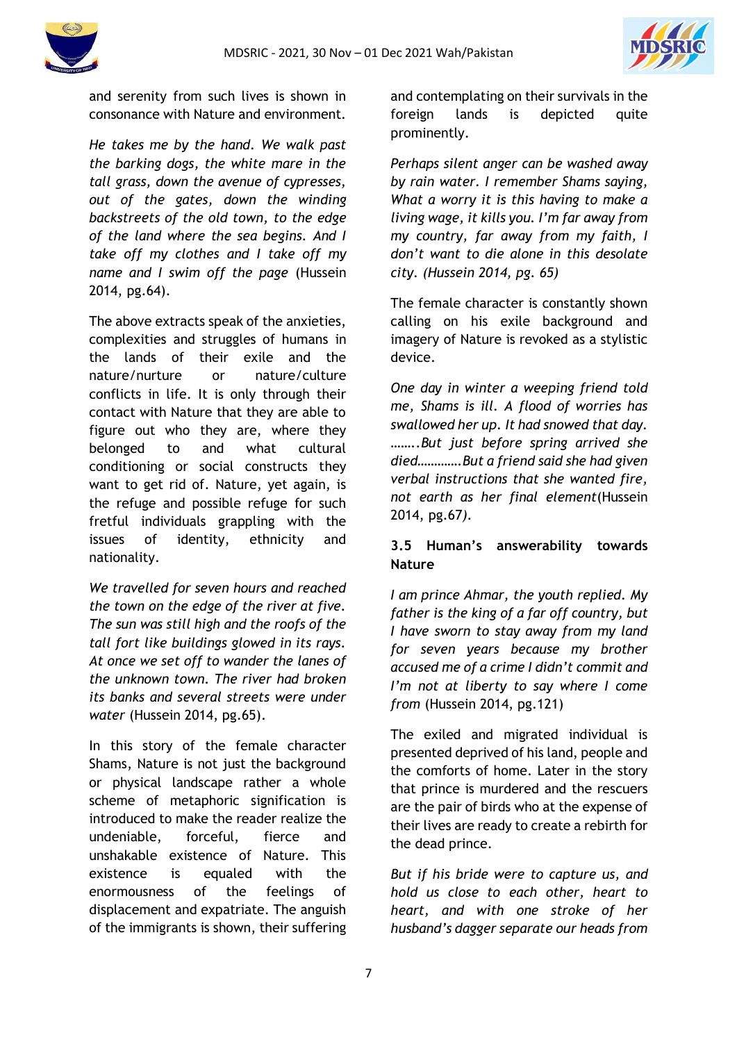and serenity from such lives is shown in consonance with Nature and environment.

*He takes me by the hand. We walk past the barking dogs, the white mare in the tall grass, down the avenue of cypresses, out of the gates, down the winding backstreets of the old town, to the edge of the land where the sea begins. And I take off my clothes and I take off my name and I swim off the page* (Hussein 2014, pg.64).

The above extracts speak of the anxieties, complexities and struggles of humans in the lands of their exile and the nature/nurture or nature/culture conflicts in life. It is only through their contact with Nature that they are able to figure out who they are, where they belonged to and what cultural conditioning or social constructs they want to get rid of. Nature, yet again, is the refuge and possible refuge for such fretful individuals grappling with the issues of identity, ethnicity and nationality.

*We travelled for seven hours and reached the town on the edge of the river at five. The sun was still high and the roofs of the tall fort like buildings glowed in its rays. At once we set off to wander the lanes of the unknown town. The river had broken its banks and several streets were under water* (Hussein 2014, pg.65).

In this story of the female character Shams, Nature is not just the background or physical landscape rather a whole scheme of metaphoric signification is introduced to make the reader realize the undeniable, forceful, fierce and unshakable existence of Nature. This existence is equaled with the enormousness of the feelings of displacement and expatriate. The anguish of the immigrants is shown, their suffering and contemplating on their survivals in the foreign lands is depicted quite prominently.

*Perhaps silent anger can be washed away by rain water. I remember Shams saying, What a worry it is this having to make a living wage, it kills you. I'm far away from my country, far away from my faith, I don't want to die alone in this desolate city. (Hussein 2014, pg. 65)*

The female character is constantly shown calling on his exile background and imagery of Nature is revoked as a stylistic device.

*One day in winter a weeping friend told me, Shams is ill. A flood of worries has swallowed her up. It had snowed that day. ……..But just before spring arrived she died…………But a friend said she had given verbal instructions that she wanted fire, not earth as her final element*(Hussein 2014, pg.67*)*.

### 3.5 Human's answerability towards Nature

*I am prince Ahmar, the youth replied. My father is the king of a far off country, but I have sworn to stay away from my land for seven years because my brother accused me of a crime I didn't commit and I'm not at liberty to say where I come from* (Hussein 2014, pg.121)

The exiled and migrated individual is presented deprived of his land, people and the comforts of home. Later in the story that prince is murdered and the rescuers are the pair of birds who at the expense of their lives are ready to create a rebirth for the dead prince.

*But if his bride were to capture us, and hold us close to each other, heart to heart, and with one stroke of her husband's dagger separate our heads from*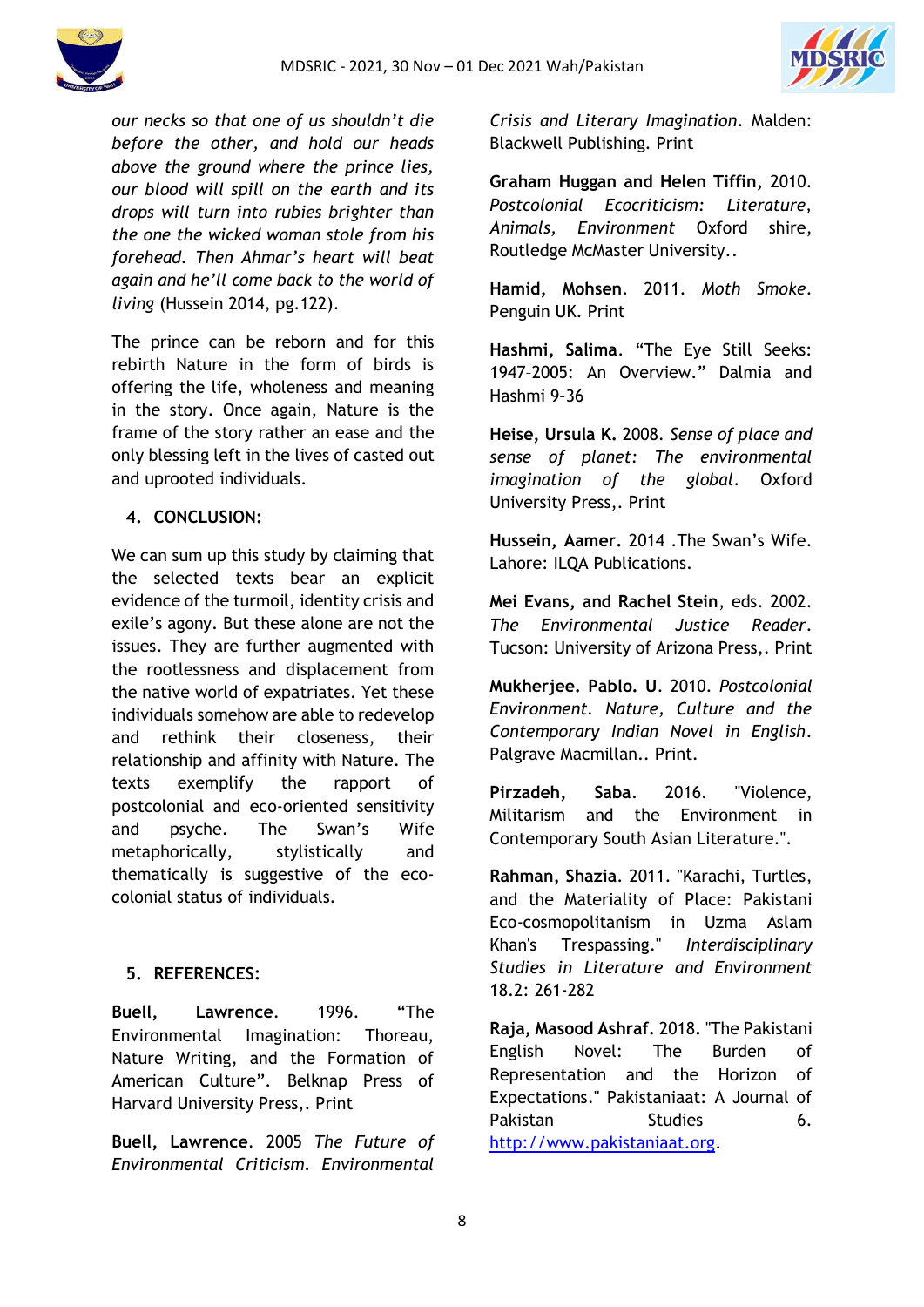*our necks so that one of us shouldn't die before the other, and hold our heads above the ground where the prince lies, our blood will spill on the earth and its drops will turn into rubies brighter than the one the wicked woman stole from his forehead. Then Ahmar's heart will beat again and he'll come back to the world of living* (Hussein 2014, pg.122).

The prince can be reborn and for this rebirth Nature in the form of birds is offering the life, wholeness and meaning in the story. Once again, Nature is the frame of the story rather an ease and the only blessing left in the lives of casted out and uprooted individuals.

## 4. CONCLUSION:

We can sum up this study by claiming that the selected texts bear an explicit evidence of the turmoil, identity crisis and exile's agony. But these alone are not the issues. They are further augmented with the rootlessness and displacement from the native world of expatriates. Yet these individuals somehow are able to redevelop and rethink their closeness, their relationship and affinity with Nature. The texts exemplify the rapport of postcolonial and eco-oriented sensitivity and psyche. The Swan's Wife metaphorically, stylistically and thematically is suggestive of the eco-colonial status of individuals.

## 5. REFERENCES:

**Buell, Lawrence**. 1996. "The Environmental Imagination: Thoreau, Nature Writing, and the Formation of American Culture". Belknap Press of Harvard University Press,. Print

**Buell, Lawrence**. 2005 *The Future of Environmental Criticism. Environmental Crisis and Literary Imagination*. Malden: Blackwell Publishing. Print

**Graham Huggan and Helen Tiffin,** 2010. *Postcolonial Ecocriticism: Literature, Animals, Environment* Oxford shire, Routledge McMaster University..

**Hamid, Mohsen**. 2011. *Moth Smoke*. Penguin UK. Print

**Hashmi, Salima**. "The Eye Still Seeks: 1947–2005: An Overview." Dalmia and Hashmi 9–36

**Heise, Ursula K.** 2008. *Sense of place and sense of planet: The environmental imagination of the global*. Oxford University Press,. Print

**Hussein, Aamer.** 2014 .The Swan's Wife. Lahore: ILQA Publications.

**Mei Evans, and Rachel Stein**, eds. 2002. *The Environmental Justice Reader*. Tucson: University of Arizona Press,. Print

**Mukherjee. Pablo. U**. 2010. *Postcolonial Environment. Nature, Culture and the Contemporary Indian Novel in English*. Palgrave Macmillan.. Print.

**Pirzadeh, Saba**. 2016. "Violence, Militarism and the Environment in Contemporary South Asian Literature.".

**Rahman, Shazia**. 2011. "Karachi, Turtles, and the Materiality of Place: Pakistani Eco-cosmopolitanism in Uzma Aslam Khan's Trespassing." *Interdisciplinary Studies in Literature and Environment* 18.2: 261-282

**Raja, Masood Ashraf.** 2018. "The Pakistani English Novel: The Burden of Representation and the Horizon of Expectations." Pakistaniaat: A Journal of Pakistan Studies 6. http://www.pakistaniaat.org.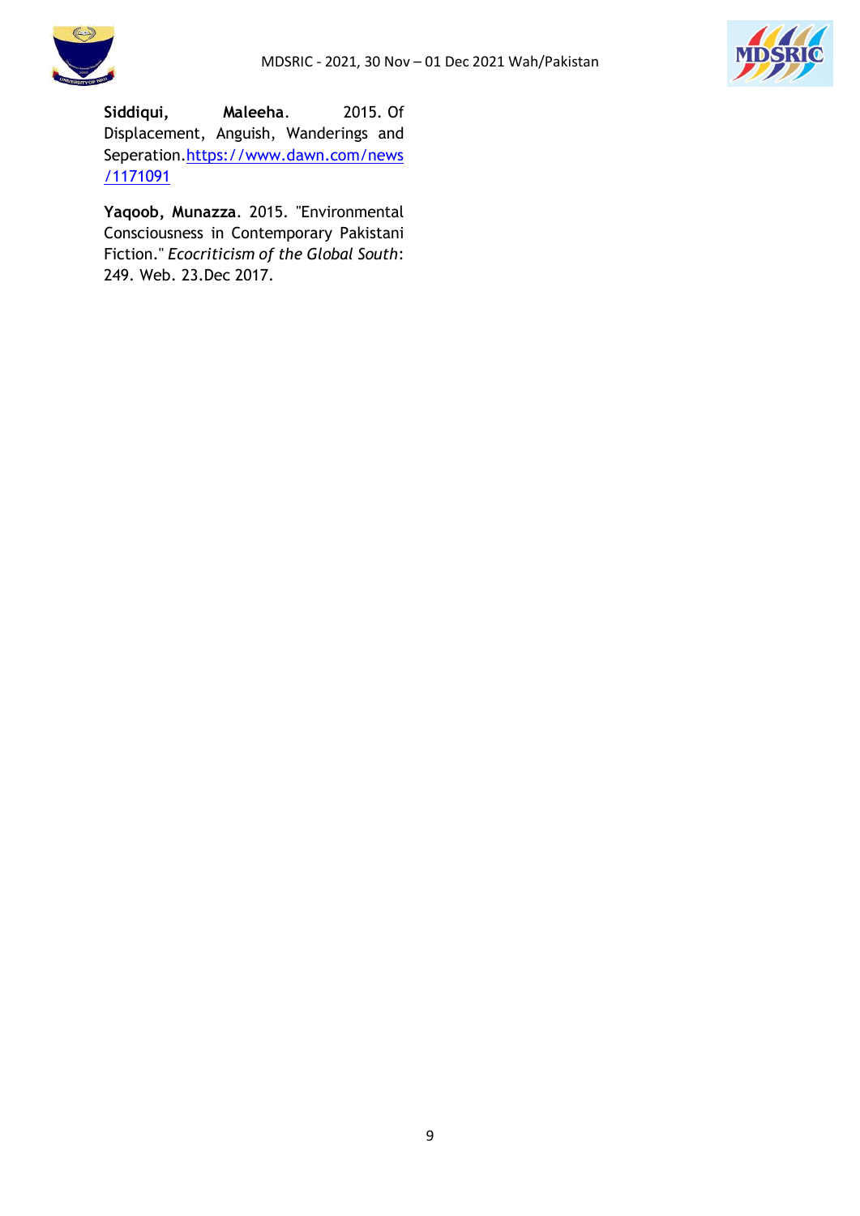**Siddiqui, Maleeha**. 2015. Of Displacement, Anguish, Wanderings and Seperation.https://www.dawn.com/news/1171091

**Yaqoob, Munazza**. 2015. "Environmental Consciousness in Contemporary Pakistani Fiction." *Ecocriticism of the Global South*: 249. Web. 23.Dec 2017.